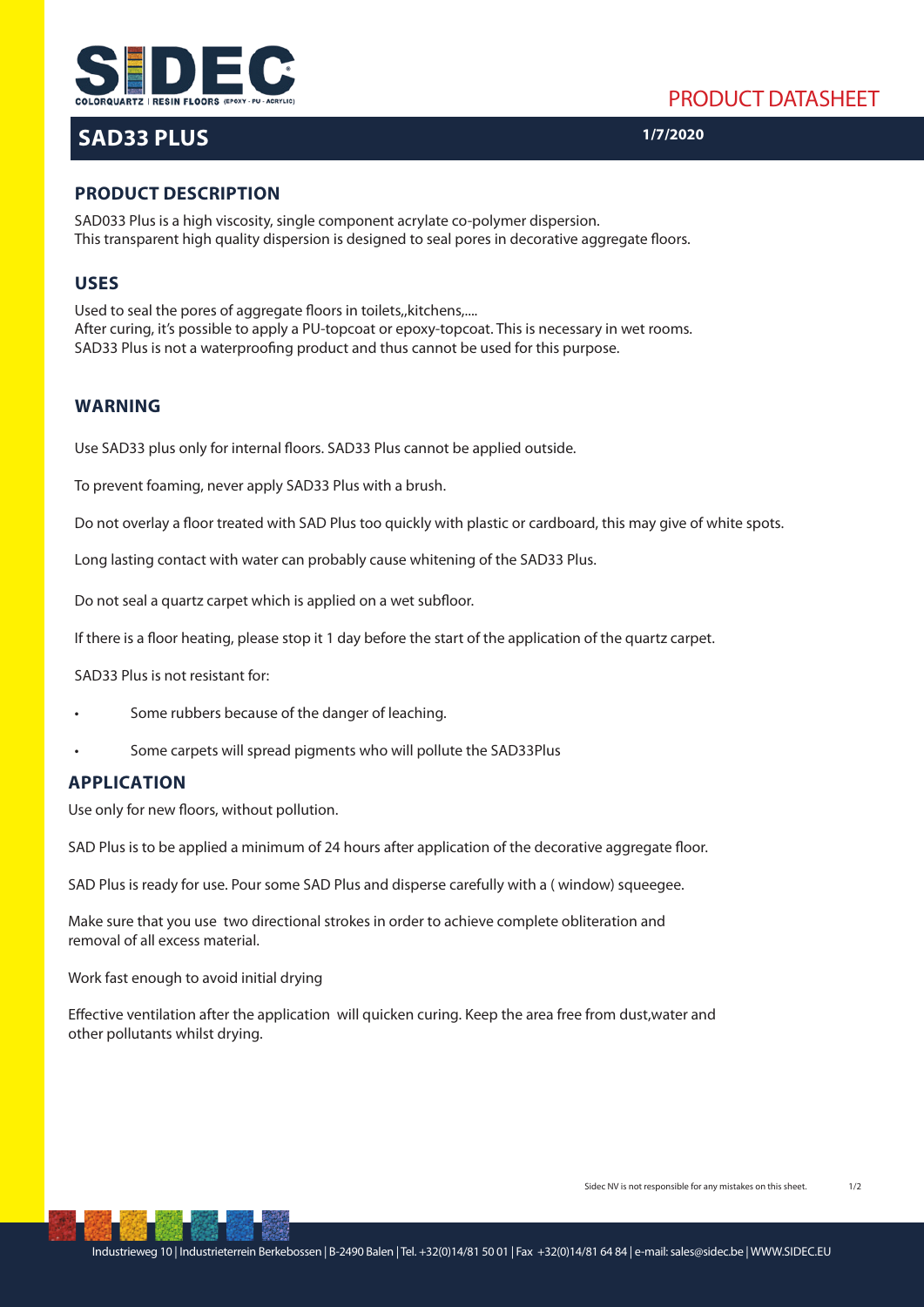PRODUCT DATASHEET

# SAD33 PLUS

1/7/2020

## PRODUCT DESCRIPTION

SAD033 Plus is a high viscosity, single component acrylate co-polymer dispersion.
This transparent high quality dispersion is designed to seal pores in decorative aggregate floors.

## USES

Used to seal the pores of aggregate floors in toilets,,kitchens,....
After curing, it's possible to apply a PU-topcoat or epoxy-topcoat. This is necessary in wet rooms.
SAD33 Plus is not a waterproofing product and thus cannot be used for this purpose.

## WARNING

Use SAD33 plus only for internal floors. SAD33 Plus cannot be applied outside.

To prevent foaming, never apply SAD33 Plus with a brush.

Do not overlay a floor treated with SAD Plus too quickly with plastic or cardboard, this may give of white spots.

Long lasting contact with water can probably cause whitening of the SAD33 Plus.

Do not seal a quartz carpet which is applied on a wet subfloor.

If there is a floor heating, please stop it 1 day before the start of the application of the quartz carpet.

SAD33 Plus is not resistant for:

- Some rubbers because of the danger of leaching.
- Some carpets will spread pigments who will pollute the SAD33Plus

## APPLICATION

Use only for new floors, without pollution.

SAD Plus is to be applied a minimum of 24 hours after application of the decorative aggregate floor.

SAD Plus is ready for use. Pour some SAD Plus and disperse carefully with a ( window) squeegee.

Make sure that you use two directional strokes in order to achieve complete obliteration and removal of all excess material.

Work fast enough to avoid initial drying

Effective ventilation after the application will quicken curing. Keep the area free from dust,water and other pollutants whilst drying.

Sidec NV is not responsible for any mistakes on this sheet.

Industrieweg 10 | Industrieterrein Berkebossen | B-2490 Balen | Tel. +32(0)14/81 50 01 | Fax +32(0)14/81 64 84 | e-mail: sales@sidec.be | WWW.SIDEC.EU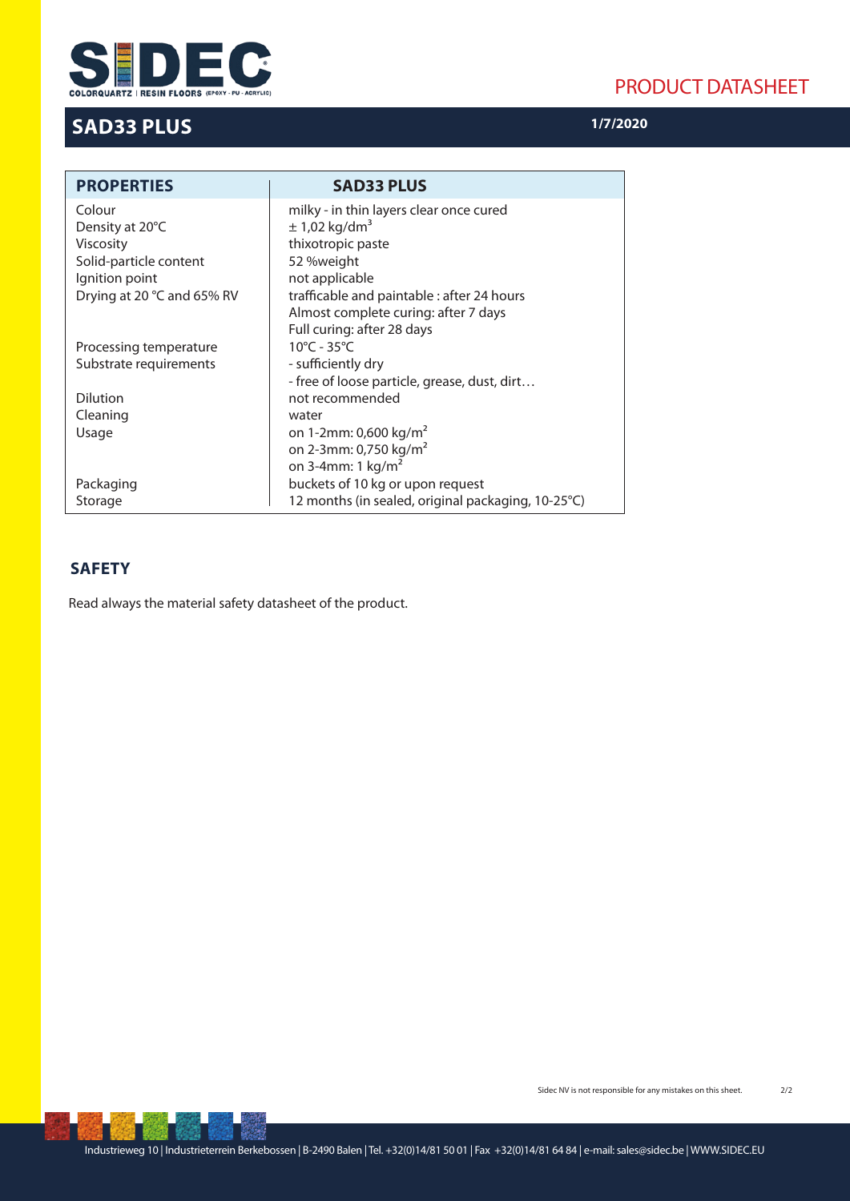# PRODUCT DATASHEET

## SAD33 PLUS

1/7/2020

| PROPERTIES | SAD33 PLUS |
|---|---|
| Colour | milky - in thin layers clear once cured |
| Density at 20°C | ± 1,02 kg/dm³ |
| Viscosity | thixotropic paste |
| Solid-particle content | 52 %weight |
| Ignition point | not applicable |
| Drying at 20 °C and 65% RV | trafficable and paintable : after 24 hours<br>Almost complete curing: after 7 days<br>Full curing: after 28 days |
| Processing temperature | 10°C - 35°C |
| Substrate requirements | - sufficiently dry<br>- free of loose particle, grease, dust, dirt… |
| Dilution | not recommended |
| Cleaning | water |
| Usage | on 1-2mm: 0,600 kg/m²<br>on 2-3mm: 0,750 kg/m²<br>on 3-4mm: 1 kg/m² |
| Packaging | buckets of 10 kg or upon request |
| Storage | 12 months (in sealed, original packaging, 10-25°C) |

### SAFETY

Read always the material safety datasheet of the product.

Sidec NV is not responsible for any mistakes on this sheet.

Industrieweg 10 | Industrieterrein Berkebossen | B-2490 Balen | Tel. +32(0)14/81 50 01 | Fax +32(0)14/81 64 84 | e-mail: sales@sidec.be | WWW.SIDEC.EU